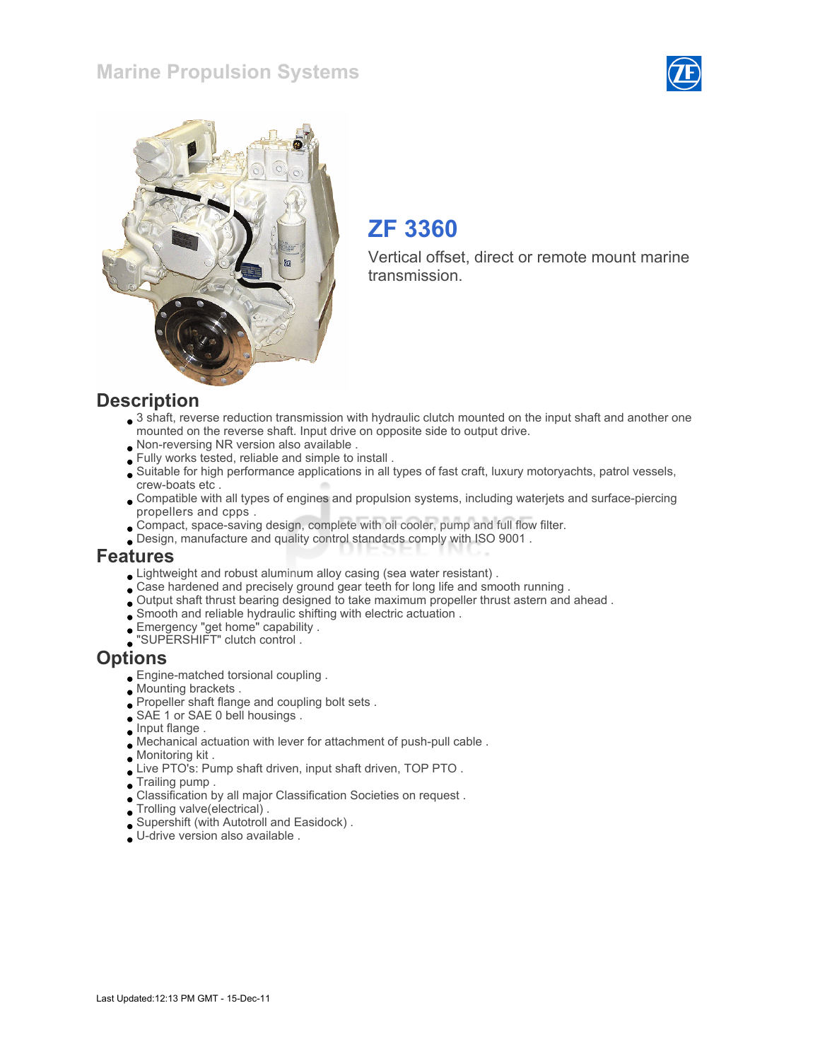# Marine Propulsion Systems

## ZF 3360

Vertical offset, direct or remote mount marine transmission.

## Description

- 3 shaft, reverse reduction transmission with hydraulic clutch mounted on the input shaft and another one mounted on the reverse shaft. Input drive on opposite side to output drive.
- Non-reversing NR version also available .
- Fully works tested, reliable and simple to install .
- Suitable for high performance applications in all types of fast craft, luxury motoryachts, patrol vessels, crew-boats etc .
- Compatible with all types of engines and propulsion systems, including waterjets and surface-piercing propellers and cpps .
- Compact, space-saving design, complete with oil cooler, pump and full flow filter.
- Design, manufacture and quality control standards comply with ISO 9001 .

## Features

- Lightweight and robust aluminum alloy casing (sea water resistant) .
- Case hardened and precisely ground gear teeth for long life and smooth running .
- Output shaft thrust bearing designed to take maximum propeller thrust astern and ahead .
- Smooth and reliable hydraulic shifting with electric actuation .
- Emergency "get home" capability .
- "SUPERSHIFT" clutch control .

## Options

- Engine-matched torsional coupling .
- Mounting brackets .
- Propeller shaft flange and coupling bolt sets .
- SAE 1 or SAE 0 bell housings .
- Input flange .
- Mechanical actuation with lever for attachment of push-pull cable .
- Monitoring kit .
- Live PTO's: Pump shaft driven, input shaft driven, TOP PTO .
- Trailing pump .
- Classification by all major Classification Societies on request .
- Trolling valve(electrical) .
- Supershift (with Autotroll and Easidock) .
- U-drive version also available .

Last Updated:12:13 PM GMT - 15-Dec-11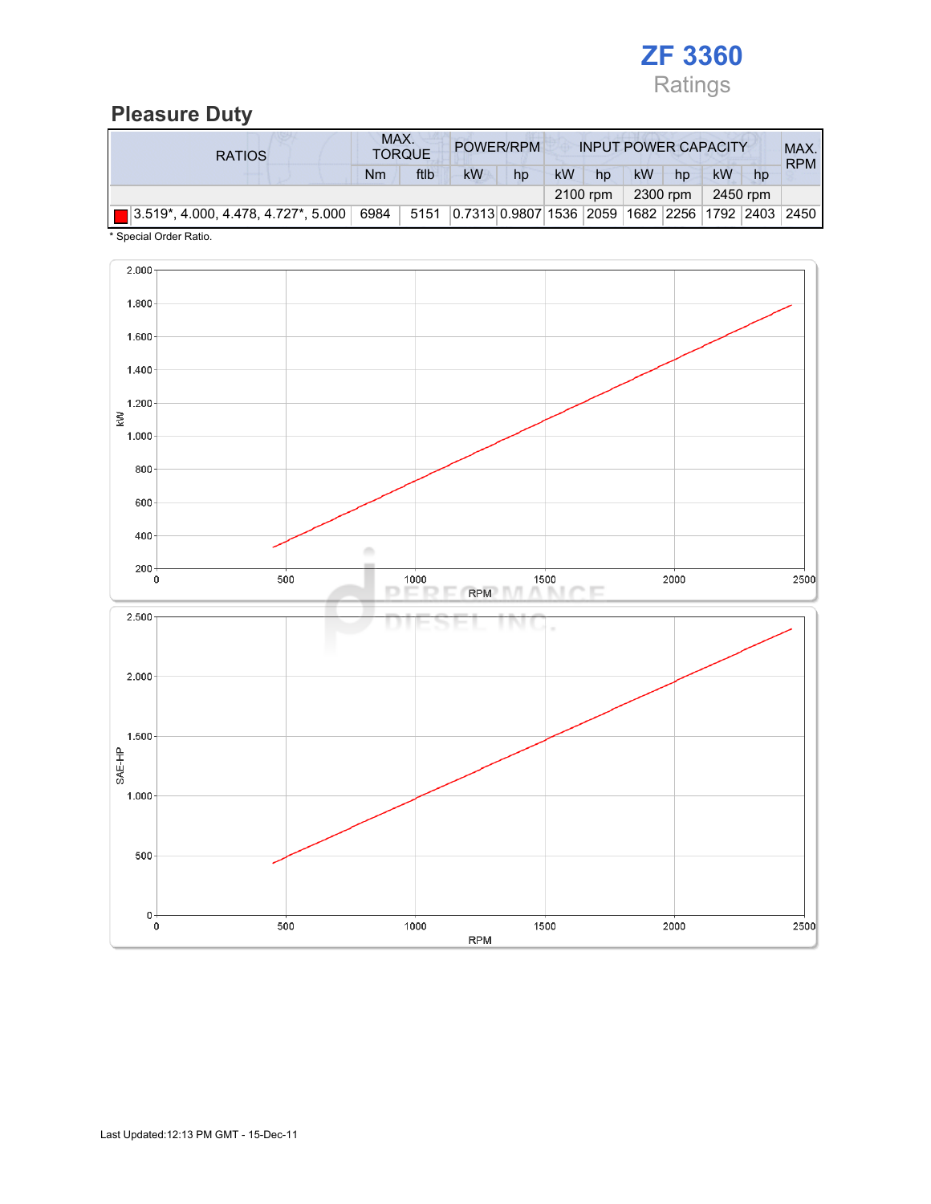# ZF 3360
Ratings

## Pleasure Duty

| RATIOS | MAX. TORQUE | | POWER/RPM | | INPUT POWER CAPACITY | | | | | | MAX. RPM |
|---|---|---|---|---|---|---|---|---|---|---|---|
| | Nm | ftlb | kW | hp | kW | hp | kW | hp | kW | hp | |
| | | | | | 2100 rpm | | 2300 rpm | | 2450 rpm | | |
| 3.519*, 4.000, 4.478, 4.727*, 5.000 | 6984 | 5151 | 0.7313 | 0.9807 | 1536 | 2059 | 1682 | 2256 | 1792 | 2403 | 2450 |

* Special Order Ratio.

Last Updated:12:13 PM GMT - 15-Dec-11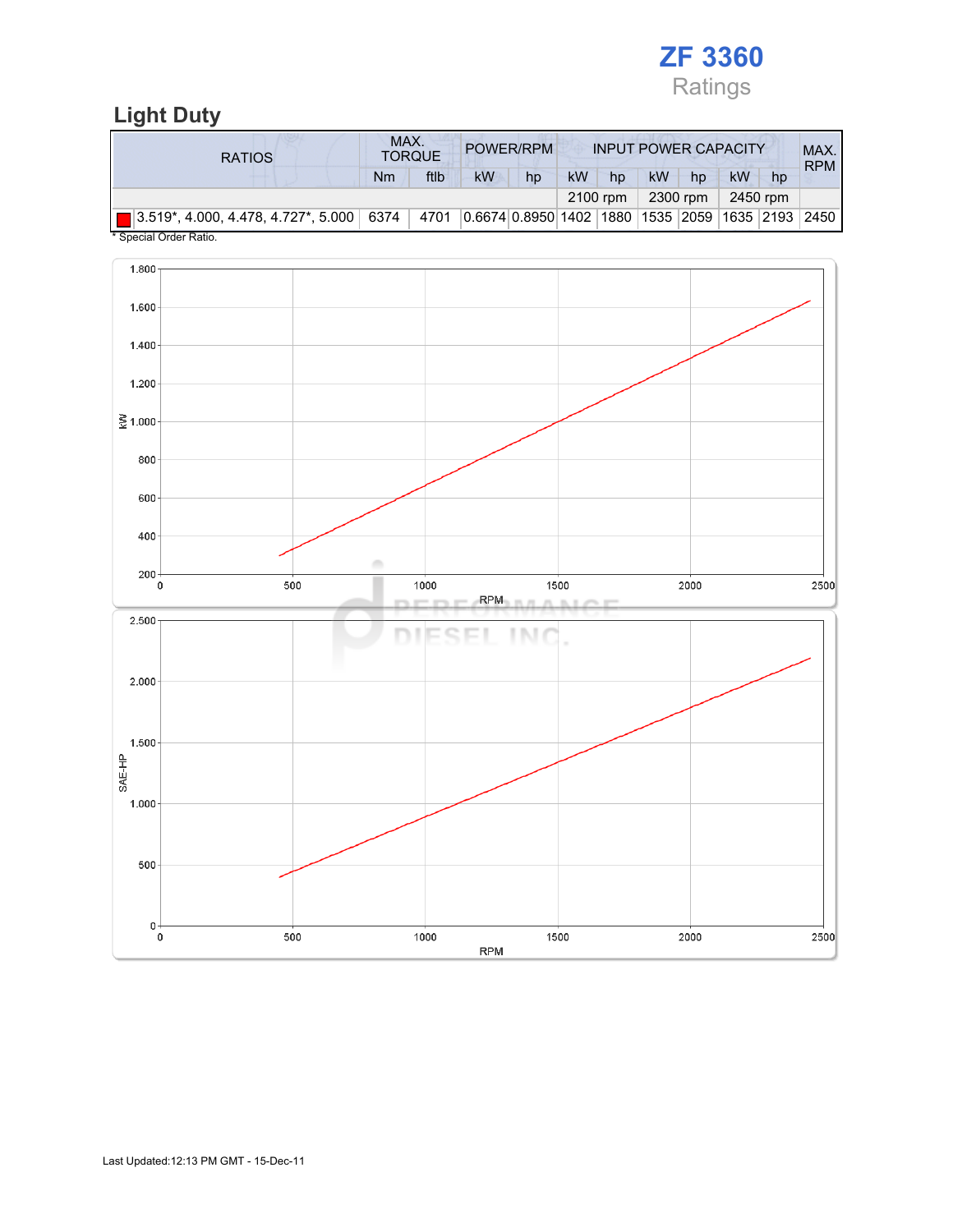# ZF 3360

Ratings

## Light Duty

| RATIOS | MAX. TORQUE | | POWER/RPM | | INPUT POWER CAPACITY | | | | | | MAX. RPM |
|---|---|---|---|---|---|---|---|---|---|---|---|
| | Nm | ftlb | kW | hp | kW | hp | kW | hp | kW | hp | |
| | | | | | 2100 rpm | | 2300 rpm | | 2450 rpm | | |
| 3.519*, 4.000, 4.478, 4.727*, 5.000 | 6374 | 4701 | 0.6674 | 0.8950 | 1402 | 1880 | 1535 | 2059 | 1635 | 2193 | 2450 |

\* Special Order Ratio.

Last Updated:12:13 PM GMT - 15-Dec-11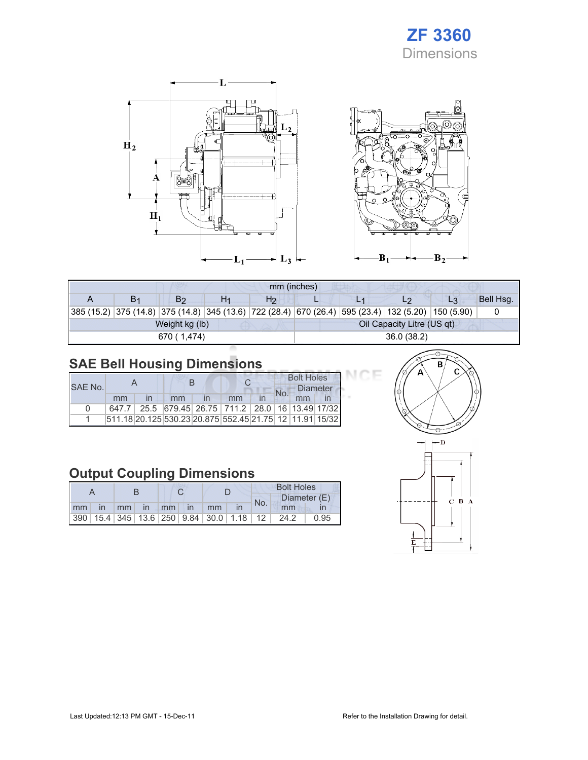# ZF 3360

Dimensions

| mm (inches) | | | | | | | | | |
|---|---|---|---|---|---|---|---|---|---|
| A | $B_1$ | $B_2$ | $H_1$ | $H_2$ | L | $L_1$ | $L_2$ | $L_3$ | Bell Hsg. |
| 385 (15.2) | 375 (14.8) | 375 (14.8) | 345 (13.6) | 722 (28.4) | 670 (26.4) | 595 (23.4) | 132 (5.20) | 150 (5.90) | 0 |
| Weight kg (lb) | | | | | Oil Capacity Litre (US qt) | | | | |
| 670 ( 1,474) | | | | | 36.0 (38.2) | | | | |

## SAE Bell Housing Dimensions

| SAE No. | A | | B | | C | | Bolt Holes | | |
|---|---|---|---|---|---|---|---|---|---|
| | | | | | | | No. | Diameter | |
| | mm | in | mm | in | mm | in | | mm | in |
| 0 | 647.7 | 25.5 | 679.45 | 26.75 | 711.2 | 28.0 | 16 | 13.49 | 17/32 |
| 1 | 511.18 | 20.125 | 530.23 | 20.875 | 552.45 | 21.75 | 12 | 11.91 | 15/32 |

## Output Coupling Dimensions

| A | | B | | C | | D | | Bolt Holes | | |
|---|---|---|---|---|---|---|---|---|---|---|
| | | | | | | | | No. | Diameter (E) | |
| mm | in | mm | in | mm | in | mm | in | | mm | in |
| 390 | 15.4 | 345 | 13.6 | 250 | 9.84 | 30.0 | 1.18 | 12 | 24.2 | 0.95 |

Last Updated:12:13 PM GMT - 15-Dec-11

Refer to the Installation Drawing for detail.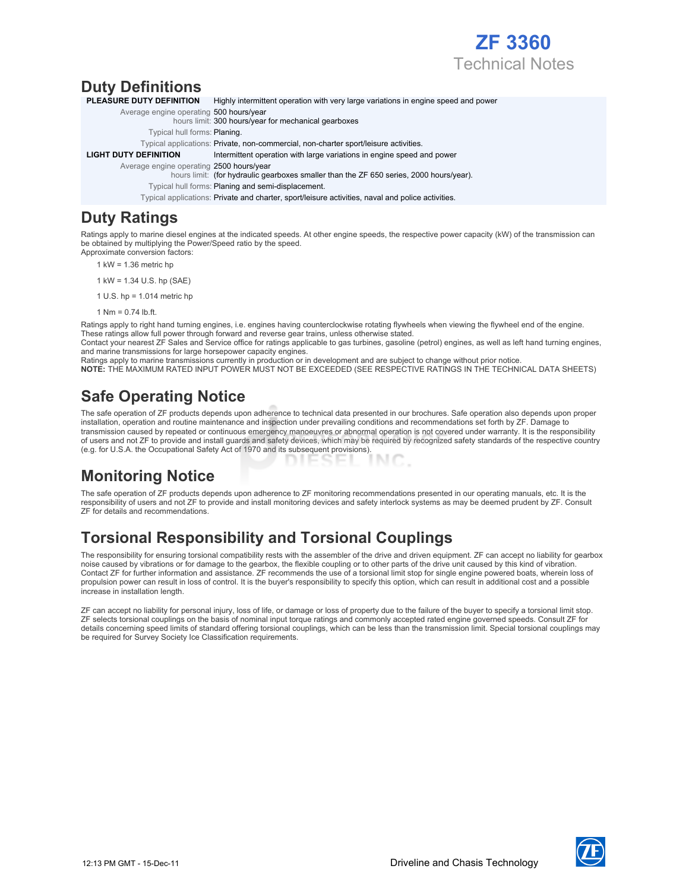# ZF 3360

Technical Notes

## Duty Definitions

| | |
|---|---|
| **PLEASURE DUTY DEFINITION** | Highly intermittent operation with very large variations in engine speed and power |
| Average engine operating hours limit: | 500 hours/year<br>300 hours/year for mechanical gearboxes |
| Typical hull forms: | Planing. |
| Typical applications: | Private, non-commercial, non-charter sport/leisure activities. |
| **LIGHT DUTY DEFINITION** | Intermittent operation with large variations in engine speed and power |
| Average engine operating hours limit: | 2500 hours/year<br>(for hydraulic gearboxes smaller than the ZF 650 series, 2000 hours/year). |
| Typical hull forms: | Planing and semi-displacement. |
| Typical applications: | Private and charter, sport/leisure activities, naval and police activities. |

## Duty Ratings

Ratings apply to marine diesel engines at the indicated speeds. At other engine speeds, the respective power capacity (kW) of the transmission can be obtained by multiplying the Power/Speed ratio by the speed.
Approximate conversion factors:

1 kW = 1.36 metric hp

1 kW = 1.34 U.S. hp (SAE)

1 U.S. hp = 1.014 metric hp

1 Nm = 0.74 lb.ft.

Ratings apply to right hand turning engines, i.e. engines having counterclockwise rotating flywheels when viewing the flywheel end of the engine. These ratings allow full power through forward and reverse gear trains, unless otherwise stated.
Contact your nearest ZF Sales and Service office for ratings applicable to gas turbines, gasoline (petrol) engines, as well as left hand turning engines, and marine transmissions for large horsepower capacity engines.
Ratings apply to marine transmissions currently in production or in development and are subject to change without prior notice.
**NOTE:** THE MAXIMUM RATED INPUT POWER MUST NOT BE EXCEEDED (SEE RESPECTIVE RATINGS IN THE TECHNICAL DATA SHEETS)

## Safe Operating Notice

The safe operation of ZF products depends upon adherence to technical data presented in our brochures. Safe operation also depends upon proper installation, operation and routine maintenance and inspection under prevailing conditions and recommendations set forth by ZF. Damage to transmission caused by repeated or continuous emergency manoeuvres or abnormal operation is not covered under warranty. It is the responsibility of users and not ZF to provide and install guards and safety devices, which may be required by recognized safety standards of the respective country (e.g. for U.S.A. the Occupational Safety Act of 1970 and its subsequent provisions).

## Monitoring Notice

The safe operation of ZF products depends upon adherence to ZF monitoring recommendations presented in our operating manuals, etc. It is the responsibility of users and not ZF to provide and install monitoring devices and safety interlock systems as may be deemed prudent by ZF. Consult ZF for details and recommendations.

## Torsional Responsibility and Torsional Couplings

The responsibility for ensuring torsional compatibility rests with the assembler of the drive and driven equipment. ZF can accept no liability for gearbox noise caused by vibrations or for damage to the gearbox, the flexible coupling or to other parts of the drive unit caused by this kind of vibration. Contact ZF for further information and assistance. ZF recommends the use of a torsional limit stop for single engine powered boats, wherein loss of propulsion power can result in loss of control. It is the buyer's responsibility to specify this option, which can result in additional cost and a possible increase in installation length.

ZF can accept no liability for personal injury, loss of life, or damage or loss of property due to the failure of the buyer to specify a torsional limit stop. ZF selects torsional couplings on the basis of nominal input torque ratings and commonly accepted rated engine governed speeds. Consult ZF for details concerning speed limits of standard offering torsional couplings, which can be less than the transmission limit. Special torsional couplings may be required for Survey Society Ice Classification requirements.